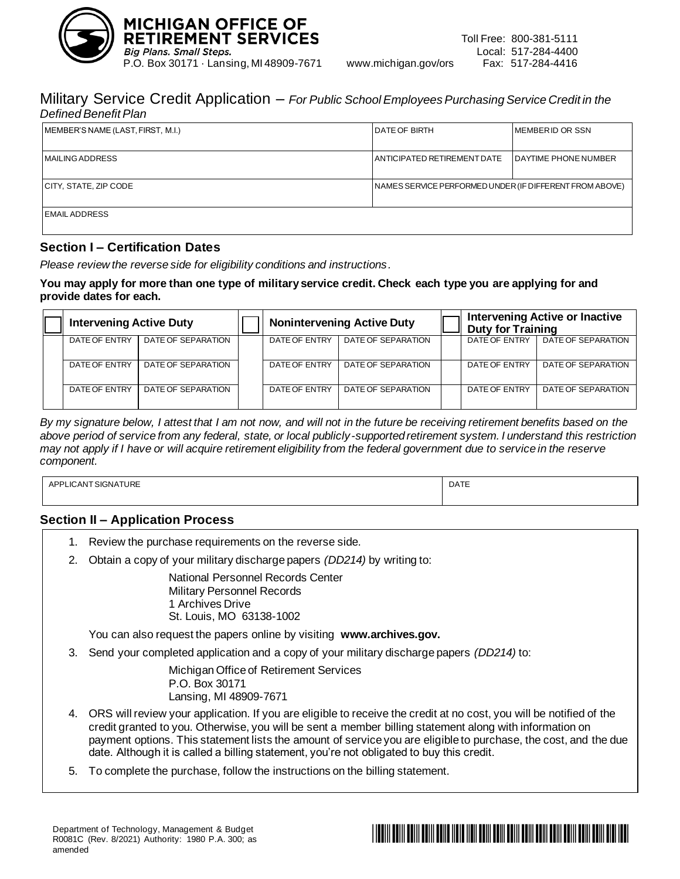**MICHIGAN OFFICE OF RETIREMENT SERVICES**
*Big Plans. Small Steps.*
P.O. Box 30171 · Lansing, MI 48909-7671 www.michigan.gov/ors

Toll Free: 800-381-5111
Local: 517-284-4400
Fax: 517-284-4416

# Military Service Credit Application – *For Public School Employees Purchasing Service Credit in the Defined Benefit Plan*

| MEMBER'S NAME (LAST, FIRST, M.I.) | DATE OF BIRTH | MEMBER ID OR SSN |
|---|---|---|
| MAILING ADDRESS | ANTICIPATED RETIREMENT DATE | DAYTIME PHONE NUMBER |
| CITY, STATE, ZIP CODE | NAMES SERVICE PERFORMED UNDER (IF DIFFERENT FROM ABOVE) | |
| EMAIL ADDRESS | | |

## Section I – Certification Dates

*Please review the reverse side for eligibility conditions and instructions.*

**You may apply for more than one type of military service credit. Check each type you are applying for and provide dates for each.**

| ☐ Intervening Active Duty | | ☐ Nonintervening Active Duty | | ☐ Intervening Active or Inactive Duty for Training | |
|---|---|---|---|---|---|
| DATE OF ENTRY | DATE OF SEPARATION | DATE OF ENTRY | DATE OF SEPARATION | DATE OF ENTRY | DATE OF SEPARATION |
| DATE OF ENTRY | DATE OF SEPARATION | DATE OF ENTRY | DATE OF SEPARATION | DATE OF ENTRY | DATE OF SEPARATION |
| DATE OF ENTRY | DATE OF SEPARATION | DATE OF ENTRY | DATE OF SEPARATION | DATE OF ENTRY | DATE OF SEPARATION |

*By my signature below, I attest that I am not now, and will not in the future be receiving retirement benefits based on the above period of service from any federal, state, or local publicly-supported retirement system. I understand this restriction may not apply if I have or will acquire retirement eligibility from the federal government due to service in the reserve component.*

| APPLICANT SIGNATURE | DATE |
|---|---|

## Section II – Application Process

1. Review the purchase requirements on the reverse side.
2. Obtain a copy of your military discharge papers *(DD214)* by writing to:

   National Personnel Records Center
   Military Personnel Records
   1 Archives Drive
   St. Louis, MO 63138-1002

   You can also request the papers online by visiting **www.archives.gov.**
3. Send your completed application and a copy of your military discharge papers *(DD214)* to:

   Michigan Office of Retirement Services
   P.O. Box 30171
   Lansing, MI 48909-7671
4. ORS will review your application. If you are eligible to receive the credit at no cost, you will be notified of the credit granted to you. Otherwise, you will be sent a member billing statement along with information on payment options. This statement lists the amount of service you are eligible to purchase, the cost, and the due date. Although it is called a billing statement, you're not obligated to buy this credit.
5. To complete the purchase, follow the instructions on the billing statement.

Department of Technology, Management & Budget
R0081C (Rev. 8/2021) Authority: 1980 P.A. 300; as amended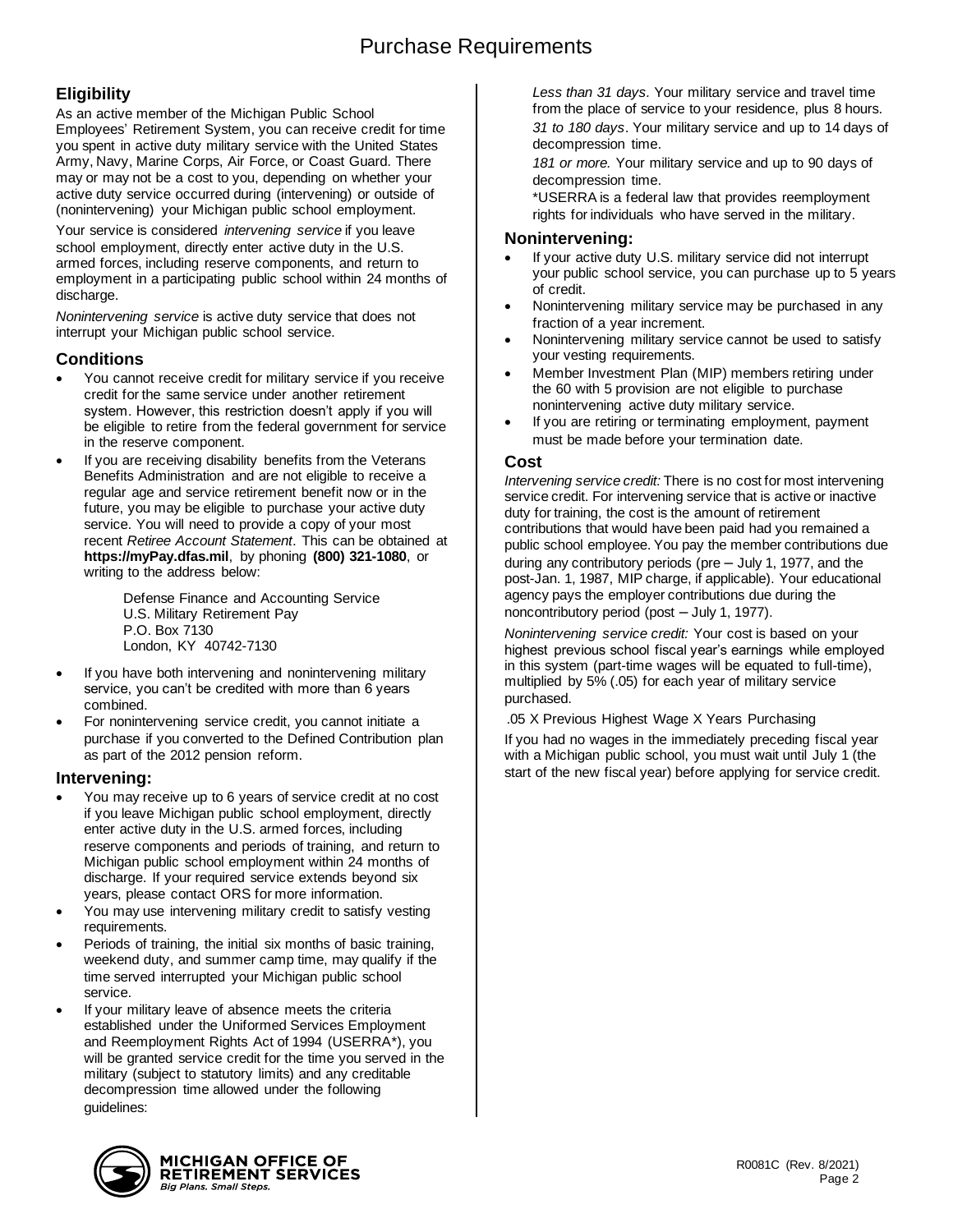# Purchase Requirements

## Eligibility

As an active member of the Michigan Public School Employees' Retirement System, you can receive credit for time you spent in active duty military service with the United States Army, Navy, Marine Corps, Air Force, or Coast Guard. There may or may not be a cost to you, depending on whether your active duty service occurred during (intervening) or outside of (nonintervening) your Michigan public school employment.

Your service is considered *intervening service* if you leave school employment, directly enter active duty in the U.S. armed forces, including reserve components, and return to employment in a participating public school within 24 months of discharge.

*Nonintervening service* is active duty service that does not interrupt your Michigan public school service.

## Conditions

- You cannot receive credit for military service if you receive credit for the same service under another retirement system. However, this restriction doesn't apply if you will be eligible to retire from the federal government for service in the reserve component.
- If you are receiving disability benefits from the Veterans Benefits Administration and are not eligible to receive a regular age and service retirement benefit now or in the future, you may be eligible to purchase your active duty service. You will need to provide a copy of your most recent *Retiree Account Statement*. This can be obtained at **https://myPay.dfas.mil**, by phoning **(800) 321-1080**, or writing to the address below:

  Defense Finance and Accounting Service
  U.S. Military Retirement Pay
  P.O. Box 7130
  London, KY 40742-7130

- If you have both intervening and nonintervening military service, you can't be credited with more than 6 years combined.
- For nonintervening service credit, you cannot initiate a purchase if you converted to the Defined Contribution plan as part of the 2012 pension reform.

### Intervening:

- You may receive up to 6 years of service credit at no cost if you leave Michigan public school employment, directly enter active duty in the U.S. armed forces, including reserve components and periods of training, and return to Michigan public school employment within 24 months of discharge. If your required service extends beyond six years, please contact ORS for more information.
- You may use intervening military credit to satisfy vesting requirements.
- Periods of training, the initial six months of basic training, weekend duty, and summer camp time, may qualify if the time served interrupted your Michigan public school service.
- If your military leave of absence meets the criteria established under the Uniformed Services Employment and Reemployment Rights Act of 1994 (USERRA*), you will be granted service credit for the time you served in the military (subject to statutory limits) and any creditable decompression time allowed under the following guidelines:

  *Less than 31 days.* Your military service and travel time from the place of service to your residence, plus 8 hours.

  *31 to 180 days*. Your military service and up to 14 days of decompression time.

  *181 or more.* Your military service and up to 90 days of decompression time.

  *USERRA is a federal law that provides reemployment rights for individuals who have served in the military.

### Nonintervening:

- If your active duty U.S. military service did not interrupt your public school service, you can purchase up to 5 years of credit.
- Nonintervening military service may be purchased in any fraction of a year increment.
- Nonintervening military service cannot be used to satisfy your vesting requirements.
- Member Investment Plan (MIP) members retiring under the 60 with 5 provision are not eligible to purchase nonintervening active duty military service.
- If you are retiring or terminating employment, payment must be made before your termination date.

## Cost

*Intervening service credit:* There is no cost for most intervening service credit. For intervening service that is active or inactive duty for training, the cost is the amount of retirement contributions that would have been paid had you remained a public school employee. You pay the member contributions due during any contributory periods (pre – July 1, 1977, and the post-Jan. 1, 1987, MIP charge, if applicable). Your educational agency pays the employer contributions due during the noncontributory period (post – July 1, 1977).

*Nonintervening service credit:* Your cost is based on your highest previous school fiscal year's earnings while employed in this system (part-time wages will be equated to full-time), multiplied by 5% (.05) for each year of military service purchased.

.05 X Previous Highest Wage X Years Purchasing

If you had no wages in the immediately preceding fiscal year with a Michigan public school, you must wait until July 1 (the start of the new fiscal year) before applying for service credit.

MICHIGAN OFFICE OF RETIREMENT SERVICES
*Big Plans. Small Steps.*

R0081C (Rev. 8/2021)